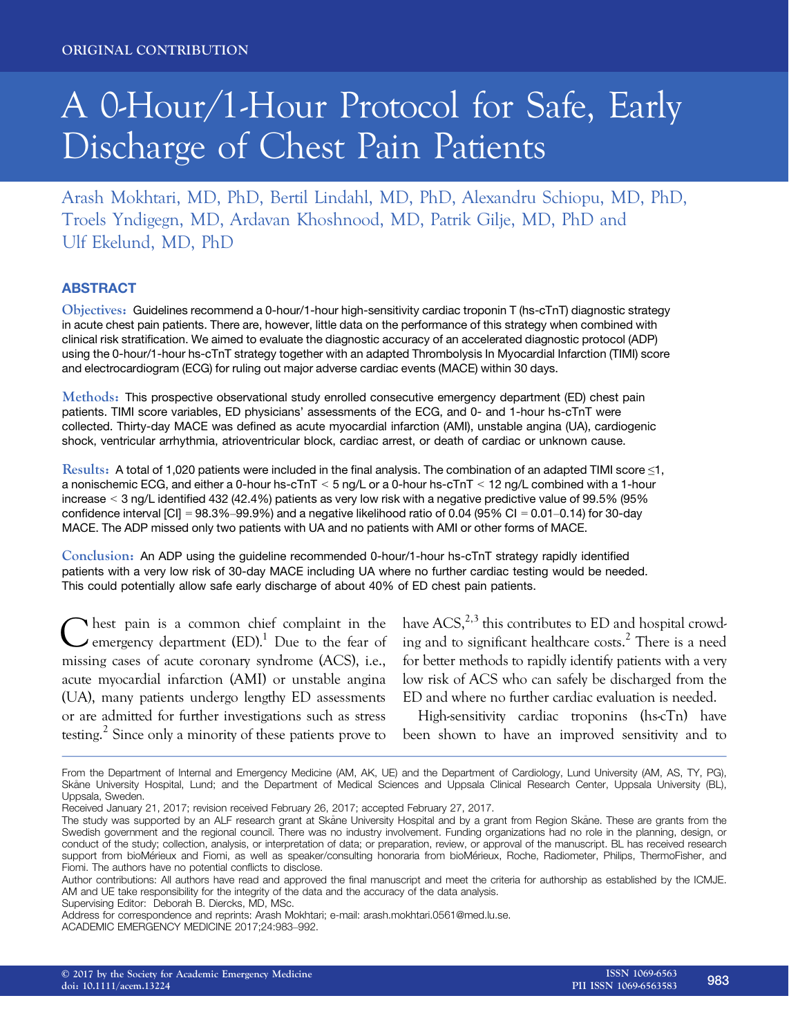ORIGINAL CONTRIBUTION

# A 0-Hour/1-Hour Protocol for Safe, Early Discharge of Chest Pain Patients

Arash Mokhtari, MD, PhD, Bertil Lindahl, MD, PhD, Alexandru Schiopu, MD, PhD, Troels Yndigegn, MD, Ardavan Khoshnood, MD, Patrik Gilje, MD, PhD and Ulf Ekelund, MD, PhD

## ABSTRACT

**Objectives:** Guidelines recommend a 0-hour/1-hour high-sensitivity cardiac troponin T (hs-cTnT) diagnostic strategy in acute chest pain patients. There are, however, little data on the performance of this strategy when combined with clinical risk stratification. We aimed to evaluate the diagnostic accuracy of an accelerated diagnostic protocol (ADP) using the 0-hour/1-hour hs-cTnT strategy together with an adapted Thrombolysis In Myocardial Infarction (TIMI) score and electrocardiogram (ECG) for ruling out major adverse cardiac events (MACE) within 30 days.

**Methods:** This prospective observational study enrolled consecutive emergency department (ED) chest pain patients. TIMI score variables, ED physicians' assessments of the ECG, and 0- and 1-hour hs-cTnT were collected. Thirty-day MACE was defined as acute myocardial infarction (AMI), unstable angina (UA), cardiogenic shock, ventricular arrhythmia, atrioventricular block, cardiac arrest, or death of cardiac or unknown cause.

**Results:** A total of 1,020 patients were included in the final analysis. The combination of an adapted TIMI score ≤1, a nonischemic ECG, and either a 0-hour hs-cTnT < 5 ng/L or a 0-hour hs-cTnT < 12 ng/L combined with a 1-hour increase < 3 ng/L identified 432 (42.4%) patients as very low risk with a negative predictive value of 99.5% (95% confidence interval [CI] = 98.3%–99.9%) and a negative likelihood ratio of 0.04 (95% CI = 0.01–0.14) for 30-day MACE. The ADP missed only two patients with UA and no patients with AMI or other forms of MACE.

**Conclusion:** An ADP using the guideline recommended 0-hour/1-hour hs-cTnT strategy rapidly identified patients with a very low risk of 30-day MACE including UA where no further cardiac testing would be needed. This could potentially allow safe early discharge of about 40% of ED chest pain patients.

Chest pain is a common chief complaint in the emergency department (ED).[1] Due to the fear of missing cases of acute coronary syndrome (ACS), i.e., acute myocardial infarction (AMI) or unstable angina (UA), many patients undergo lengthy ED assessments or are admitted for further investigations such as stress testing.[2] Since only a minority of these patients prove to have ACS,[2,3] this contributes to ED and hospital crowding and to significant healthcare costs.[2] There is a need for better methods to rapidly identify patients with a very low risk of ACS who can safely be discharged from the ED and where no further cardiac evaluation is needed.

High-sensitivity cardiac troponins (hs-cTn) have been shown to have an improved sensitivity and to

---

From the Department of Internal and Emergency Medicine (AM, AK, UE) and the Department of Cardiology, Lund University (AM, AS, TY, PG), Skåne University Hospital, Lund; and the Department of Medical Sciences and Uppsala Clinical Research Center, Uppsala University (BL), Uppsala, Sweden.

Received January 21, 2017; revision received February 26, 2017; accepted February 27, 2017.

The study was supported by an ALF research grant at Skåne University Hospital and by a grant from Region Skåne. These are grants from the Swedish government and the regional council. There was no industry involvement. Funding organizations had no role in the planning, design, or conduct of the study; collection, analysis, or interpretation of data; or preparation, review, or approval of the manuscript. BL has received research support from bioMérieux and Fiomi, as well as speaker/consulting honoraria from bioMérieux, Roche, Radiometer, Philips, ThermoFisher, and Fiomi. The authors have no potential conflicts to disclose.

Author contributions: All authors have read and approved the final manuscript and meet the criteria for authorship as established by the ICMJE. AM and UE take responsibility for the integrity of the data and the accuracy of the data analysis.

Supervising Editor: Deborah B. Diercks, MD, MSc.

Address for correspondence and reprints: Arash Mokhtari; e-mail: arash.mokhtari.0561@med.lu.se.

ACADEMIC EMERGENCY MEDICINE 2017;24:983–992.

© 2017 by the Society for Academic Emergency Medicine
doi: 10.1111/acem.13224

ISSN 1069-6563
PII ISSN 1069-6563583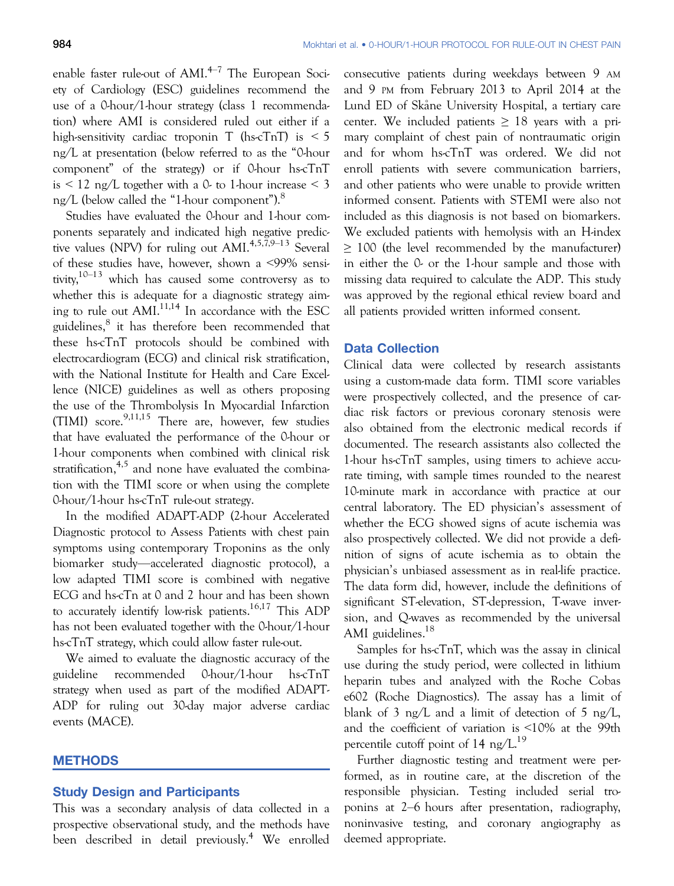enable faster rule-out of AMI.[4–7] The European Society of Cardiology (ESC) guidelines recommend the use of a 0-hour/1-hour strategy (class 1 recommendation) where AMI is considered ruled out either if a high-sensitivity cardiac troponin T (hs-cTnT) is < 5 ng/L at presentation (below referred to as the "0-hour component" of the strategy) or if 0-hour hs-cTnT is < 12 ng/L together with a 0- to 1-hour increase < 3 ng/L (below called the "1-hour component").[8]

Studies have evaluated the 0-hour and 1-hour components separately and indicated high negative predictive values (NPV) for ruling out AMI.[4,5,7,9–13] Several of these studies have, however, shown a <99% sensitivity,[10–13] which has caused some controversy as to whether this is adequate for a diagnostic strategy aiming to rule out AMI.[11,14] In accordance with the ESC guidelines,[8] it has therefore been recommended that these hs-cTnT protocols should be combined with electrocardiogram (ECG) and clinical risk stratification, with the National Institute for Health and Care Excellence (NICE) guidelines as well as others proposing the use of the Thrombolysis In Myocardial Infarction (TIMI) score.[9,11,15] There are, however, few studies that have evaluated the performance of the 0-hour or 1-hour components when combined with clinical risk stratification,[4,5] and none have evaluated the combination with the TIMI score or when using the complete 0-hour/1-hour hs-cTnT rule-out strategy.

In the modified ADAPT-ADP (2-hour Accelerated Diagnostic protocol to Assess Patients with chest pain symptoms using contemporary Troponins as the only biomarker study—accelerated diagnostic protocol), a low adapted TIMI score is combined with negative ECG and hs-cTn at 0 and 2 hour and has been shown to accurately identify low-risk patients.[16,17] This ADP has not been evaluated together with the 0-hour/1-hour hs-cTnT strategy, which could allow faster rule-out.

We aimed to evaluate the diagnostic accuracy of the guideline recommended 0-hour/1-hour hs-cTnT strategy when used as part of the modified ADAPT-ADP for ruling out 30-day major adverse cardiac events (MACE).

## METHODS

### Study Design and Participants

This was a secondary analysis of data collected in a prospective observational study, and the methods have been described in detail previously.[4] We enrolled consecutive patients during weekdays between 9 AM and 9 PM from February 2013 to April 2014 at the Lund ED of Skåne University Hospital, a tertiary care center. We included patients ≥ 18 years with a primary complaint of chest pain of nontraumatic origin and for whom hs-cTnT was ordered. We did not enroll patients with severe communication barriers, and other patients who were unable to provide written informed consent. Patients with STEMI were also not included as this diagnosis is not based on biomarkers. We excluded patients with hemolysis with an H-index ≥ 100 (the level recommended by the manufacturer) in either the 0- or the 1-hour sample and those with missing data required to calculate the ADP. This study was approved by the regional ethical review board and all patients provided written informed consent.

### Data Collection

Clinical data were collected by research assistants using a custom-made data form. TIMI score variables were prospectively collected, and the presence of cardiac risk factors or previous coronary stenosis were also obtained from the electronic medical records if documented. The research assistants also collected the 1-hour hs-cTnT samples, using timers to achieve accurate timing, with sample times rounded to the nearest 10-minute mark in accordance with practice at our central laboratory. The ED physician's assessment of whether the ECG showed signs of acute ischemia was also prospectively collected. We did not provide a definition of signs of acute ischemia as to obtain the physician's unbiased assessment as in real-life practice. The data form did, however, include the definitions of significant ST-elevation, ST-depression, T-wave inversion, and Q-waves as recommended by the universal AMI guidelines.[18]

Samples for hs-cTnT, which was the assay in clinical use during the study period, were collected in lithium heparin tubes and analyzed with the Roche Cobas e602 (Roche Diagnostics). The assay has a limit of blank of 3 ng/L and a limit of detection of 5 ng/L, and the coefficient of variation is <10% at the 99th percentile cutoff point of 14 ng/L.[19]

Further diagnostic testing and treatment were performed, as in routine care, at the discretion of the responsible physician. Testing included serial troponins at 2–6 hours after presentation, radiography, noninvasive testing, and coronary angiography as deemed appropriate.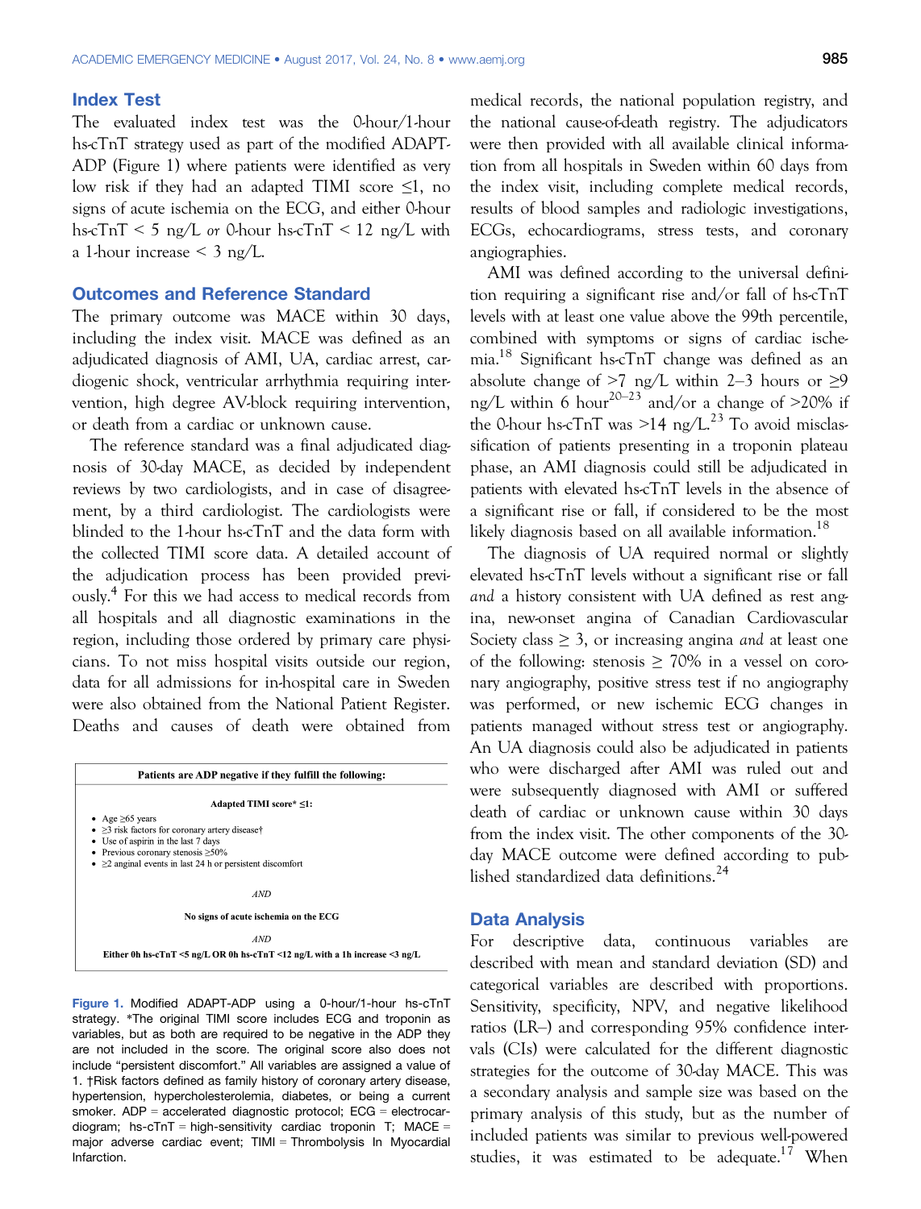## Index Test

The evaluated index test was the 0-hour/1-hour hs-cTnT strategy used as part of the modified ADAPT-ADP (Figure 1) where patients were identified as very low risk if they had an adapted TIMI score ≤1, no signs of acute ischemia on the ECG, and either 0-hour hs-cTnT < 5 ng/L *or* 0-hour hs-cTnT < 12 ng/L with a 1-hour increase < 3 ng/L.

## Outcomes and Reference Standard

The primary outcome was MACE within 30 days, including the index visit. MACE was defined as an adjudicated diagnosis of AMI, UA, cardiac arrest, cardiogenic shock, ventricular arrhythmia requiring intervention, high degree AV-block requiring intervention, or death from a cardiac or unknown cause.

The reference standard was a final adjudicated diagnosis of 30-day MACE, as decided by independent reviews by two cardiologists, and in case of disagreement, by a third cardiologist. The cardiologists were blinded to the 1-hour hs-cTnT and the data form with the collected TIMI score data. A detailed account of the adjudication process has been provided previously.[4] For this we had access to medical records from all hospitals and all diagnostic examinations in the region, including those ordered by primary care physicians. To not miss hospital visits outside our region, data for all admissions for in-hospital care in Sweden were also obtained from the National Patient Register. Deaths and causes of death were obtained from medical records, the national population registry, and the national cause-of-death registry. The adjudicators were then provided with all available clinical information from all hospitals in Sweden within 60 days from the index visit, including complete medical records, results of blood samples and radiologic investigations, ECGs, echocardiograms, stress tests, and coronary angiographies.

AMI was defined according to the universal definition requiring a significant rise and/or fall of hs-cTnT levels with at least one value above the 99th percentile, combined with symptoms or signs of cardiac ischemia.[18] Significant hs-cTnT change was defined as an absolute change of >7 ng/L within 2–3 hours or ≥9 ng/L within 6 hour[20–23] and/or a change of >20% if the 0-hour hs-cTnT was >14 ng/L.[23] To avoid misclassification of patients presenting in a troponin plateau phase, an AMI diagnosis could still be adjudicated in patients with elevated hs-cTnT levels in the absence of a significant rise or fall, if considered to be the most likely diagnosis based on all available information.[18]

The diagnosis of UA required normal or slightly elevated hs-cTnT levels without a significant rise or fall *and* a history consistent with UA defined as rest angina, new-onset angina of Canadian Cardiovascular Society class ≥ 3, or increasing angina *and* at least one of the following: stenosis ≥ 70% in a vessel on coronary angiography, positive stress test if no angiography was performed, or new ischemic ECG changes in patients managed without stress test or angiography. An UA diagnosis could also be adjudicated in patients who were discharged after AMI was ruled out and were subsequently diagnosed with AMI or suffered death of cardiac or unknown cause within 30 days from the index visit. The other components of the 30-day MACE outcome were defined according to published standardized data definitions.[24]

**Patients are ADP negative if they fulfill the following:**

**Adapted TIMI score* ≤1:**

- Age ≥65 years
- ≥3 risk factors for coronary artery disease†
- Use of aspirin in the last 7 days
- Previous coronary stenosis ≥50%
- ≥2 anginal events in last 24 h or persistent discomfort

*AND*

**No signs of acute ischemia on the ECG**

*AND*

**Either 0h hs-cTnT <5 ng/L OR 0h hs-cTnT <12 ng/L with a 1h increase <3 ng/L**

Figure 1. Modified ADAPT-ADP using a 0-hour/1-hour hs-cTnT strategy. *The original TIMI score includes ECG and troponin as variables, but as both are required to be negative in the ADP they are not included in the score. The original score also does not include "persistent discomfort." All variables are assigned a value of 1. †Risk factors defined as family history of coronary artery disease, hypertension, hypercholesterolemia, diabetes, or being a current smoker. ADP = accelerated diagnostic protocol; ECG = electrocardiogram; hs-cTnT = high-sensitivity cardiac troponin T; MACE = major adverse cardiac event; TIMI = Thrombolysis In Myocardial Infarction.

## Data Analysis

For descriptive data, continuous variables are described with mean and standard deviation (SD) and categorical variables are described with proportions. Sensitivity, specificity, NPV, and negative likelihood ratios (LR–) and corresponding 95% confidence intervals (CIs) were calculated for the different diagnostic strategies for the outcome of 30-day MACE. This was a secondary analysis and sample size was based on the primary analysis of this study, but as the number of included patients was similar to previous well-powered studies, it was estimated to be adequate.[17] When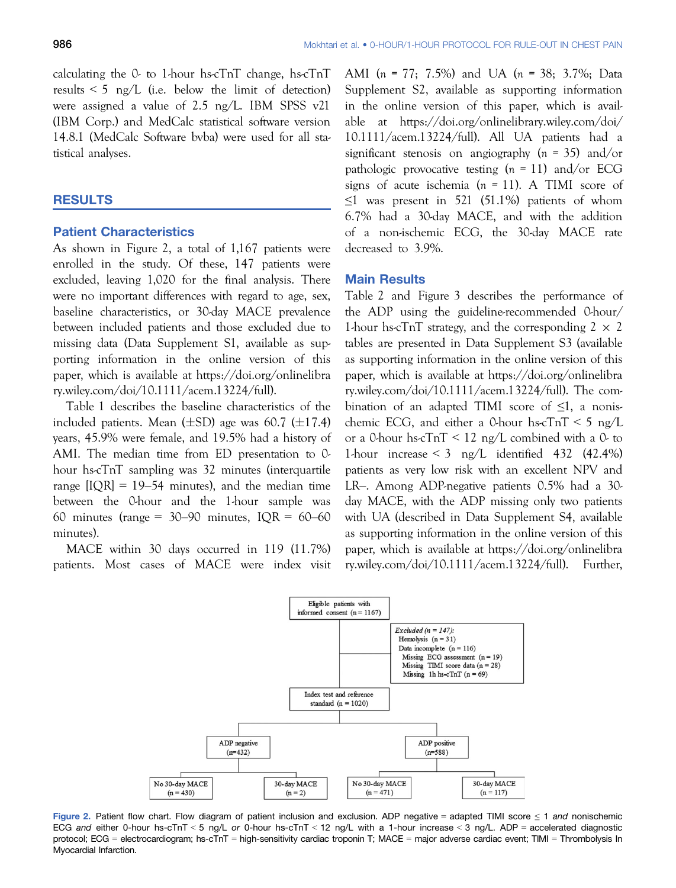calculating the 0- to 1-hour hs-cTnT change, hs-cTnT results < 5 ng/L (i.e. below the limit of detection) were assigned a value of 2.5 ng/L. IBM SPSS v21 (IBM Corp.) and MedCalc statistical software version 14.8.1 (MedCalc Software bvba) were used for all statistical analyses.

## RESULTS

### Patient Characteristics

As shown in Figure 2, a total of 1,167 patients were enrolled in the study. Of these, 147 patients were excluded, leaving 1,020 for the final analysis. There were no important differences with regard to age, sex, baseline characteristics, or 30-day MACE prevalence between included patients and those excluded due to missing data (Data Supplement S1, available as supporting information in the online version of this paper, which is available at https://doi.org/onlinelibrary.wiley.com/doi/10.1111/acem.13224/full).

Table 1 describes the baseline characteristics of the included patients. Mean (±SD) age was 60.7 (±17.4) years, 45.9% were female, and 19.5% had a history of AMI. The median time from ED presentation to 0-hour hs-cTnT sampling was 32 minutes (interquartile range [IQR] = 19–54 minutes), and the median time between the 0-hour and the 1-hour sample was 60 minutes (range = 30–90 minutes, IQR = 60–60 minutes).

MACE within 30 days occurred in 119 (11.7%) patients. Most cases of MACE were index visit AMI ($n$ = 77; 7.5%) and UA ($n$ = 38; 3.7%; Data Supplement S2, available as supporting information in the online version of this paper, which is available at https://doi.org/onlinelibrary.wiley.com/doi/10.1111/acem.13224/full). All UA patients had a significant stenosis on angiography ($n$ = 35) and/or pathologic provocative testing ($n$ = 11) and/or ECG signs of acute ischemia ($n$ = 11). A TIMI score of ≤1 was present in 521 (51.1%) patients of whom 6.7% had a 30-day MACE, and with the addition of a non-ischemic ECG, the 30-day MACE rate decreased to 3.9%.

### Main Results

Table 2 and Figure 3 describes the performance of the ADP using the guideline-recommended 0-hour/1-hour hs-cTnT strategy, and the corresponding 2 × 2 tables are presented in Data Supplement S3 (available as supporting information in the online version of this paper, which is available at https://doi.org/onlinelibrary.wiley.com/doi/10.1111/acem.13224/full). The combination of an adapted TIMI score of ≤1, a nonischemic ECG, and either a 0-hour hs-cTnT < 5 ng/L or a 0-hour hs-cTnT < 12 ng/L combined with a 0- to 1-hour increase < 3 ng/L identified 432 (42.4%) patients as very low risk with an excellent NPV and LR–. Among ADP-negative patients 0.5% had a 30-day MACE, with the ADP missing only two patients with UA (described in Data Supplement S4, available as supporting information in the online version of this paper, which is available at https://doi.org/onlinelibrary.wiley.com/doi/10.1111/acem.13224/full). Further,

Eligible patients with informed consent (n = 1167)

Excluded (n = 147):
Hemolysis (n = 31)
Data incomplete (n = 116)
Missing ECG assessment (n = 19)
Missing TIMI score data (n = 28)
Missing 1h hs-cTnT (n = 69)

Index test and reference standard (n = 1020)

ADP negative (n=432)

ADP positive (n=588)

No 30-day MACE (n = 430)

30-day MACE (n = 2)

No 30-day MACE (n = 471)

30-day MACE (n = 117)

Figure 2. Patient flow chart. Flow diagram of patient inclusion and exclusion. ADP negative = adapted TIMI score ≤ 1 *and* nonischemic ECG *and* either 0-hour hs-cTnT < 5 ng/L *or* 0-hour hs-cTnT < 12 ng/L with a 1-hour increase < 3 ng/L. ADP = accelerated diagnostic protocol; ECG = electrocardiogram; hs-cTnT = high-sensitivity cardiac troponin T; MACE = major adverse cardiac event; TIMI = Thrombolysis In Myocardial Infarction.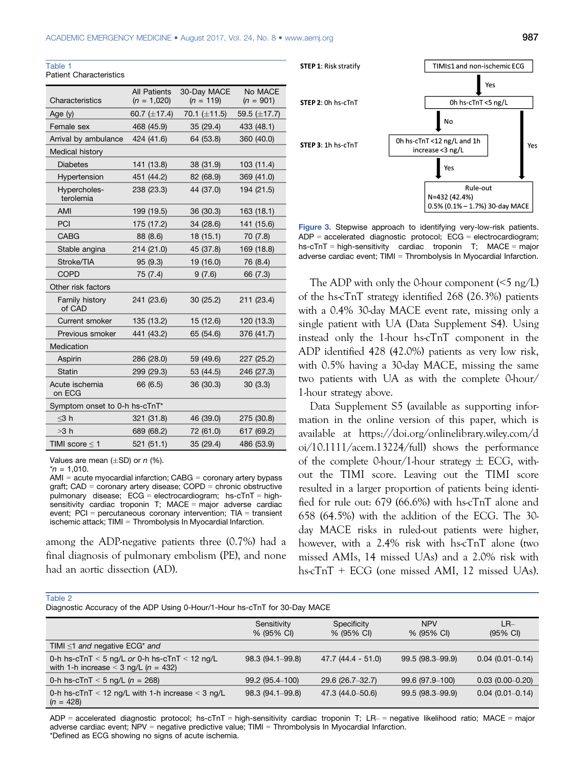Table 1
Patient Characteristics

| Characteristics | All Patients (n = 1,020) | 30-Day MACE (n = 119) | No MACE (n = 901) |
|---|---|---|---|
| Age (y) | 60.7 (±17.4) | 70.1 (±11.5) | 59.5 (±17.7) |
| Female sex | 468 (45.9) | 35 (29.4) | 433 (48.1) |
| Arrival by ambulance | 424 (41.6) | 64 (53.8) | 360 (40.0) |
| Medical history | | | |
| Diabetes | 141 (13.8) | 38 (31.9) | 103 (11.4) |
| Hypertension | 451 (44.2) | 82 (68.9) | 369 (41.0) |
| Hypercholesterolemia | 238 (23.3) | 44 (37.0) | 194 (21.5) |
| AMI | 199 (19.5) | 36 (30.3) | 163 (18.1) |
| PCI | 175 (17.2) | 34 (28.6) | 141 (15.6) |
| CABG | 88 (8.6) | 18 (15.1) | 70 (7.8) |
| Stable angina | 214 (21.0) | 45 (37.8) | 169 (18.8) |
| Stroke/TIA | 95 (9.3) | 19 (16.0) | 76 (8.4) |
| COPD | 75 (7.4) | 9 (7.6) | 66 (7.3) |
| Other risk factors | | | |
| Family history of CAD | 241 (23.6) | 30 (25.2) | 211 (23.4) |
| Current smoker | 135 (13.2) | 15 (12.6) | 120 (13.3) |
| Previous smoker | 441 (43.2) | 65 (54.6) | 376 (41.7) |
| Medication | | | |
| Aspirin | 286 (28.0) | 59 (49.6) | 227 (25.2) |
| Statin | 299 (29.3) | 53 (44.5) | 246 (27.3) |
| Acute ischemia on ECG | 66 (6.5) | 36 (30.3) | 30 (3.3) |
| Symptom onset to 0-h hs-cTnT* | | | |
| ≤3 h | 321 (31.8) | 46 (39.0) | 275 (30.8) |
| >3 h | 689 (68.2) | 72 (61.0) | 617 (69.2) |
| TIMI score ≤ 1 | 521 (51.1) | 35 (29.4) | 486 (53.9) |

Values are mean (±SD) or n (%).
*n = 1,010.
AMI = acute myocardial infarction; CABG = coronary artery bypass graft; CAD = coronary artery disease; COPD = chronic obstructive pulmonary disease; ECG = electrocardiogram; hs-cTnT = high-sensitivity cardiac troponin T; MACE = major adverse cardiac event; PCI = percutaneous coronary intervention; TIA = transient ischemic attack; TIMI = Thrombolysis In Myocardial Infarction.

among the ADP-negative patients three (0.7%) had a final diagnosis of pulmonary embolism (PE), and none had an aortic dissection (AD).

STEP 1: Risk stratify
TIMI≤1 and non-ischemic ECG
Yes
STEP 2: 0h hs-cTnT
0h hs-cTnT <5 ng/L
No
Yes
STEP 3: 1h hs-cTnT
0h hs-cTnT <12 ng/L and 1h increase <3 ng/L
Yes
Rule-out
N=432 (42.4%)
0.5% (0.1% – 1.7%) 30-day MACE

Figure 3. Stepwise approach to identifying very-low-risk patients. ADP = accelerated diagnostic protocol; ECG = electrocardiogram; hs-cTnT = high-sensitivity cardiac troponin T; MACE = major adverse cardiac event; TIMI = Thrombolysis In Myocardial Infarction.

The ADP with only the 0-hour component (<5 ng/L) of the hs-cTnT strategy identified 268 (26.3%) patients with a 0.4% 30-day MACE event rate, missing only a single patient with UA (Data Supplement S4). Using instead only the 1-hour hs-cTnT component in the ADP identified 428 (42.0%) patients as very low risk, with 0.5% having a 30-day MACE, missing the same two patients with UA as with the complete 0-hour/1-hour strategy above.

Data Supplement S5 (available as supporting information in the online version of this paper, which is available at https://doi.org/onlinelibrary.wiley.com/doi/10.1111/acem.13224/full) shows the performance of the complete 0-hour/1-hour strategy ± ECG, without the TIMI score. Leaving out the TIMI score resulted in a larger proportion of patients being identified for rule out: 679 (66.6%) with hs-cTnT alone and 658 (64.5%) with the addition of the ECG. The 30-day MACE risks in ruled-out patients were higher, however, with a 2.4% risk with hs-cTnT alone (two missed AMIs, 14 missed UAs) and a 2.0% risk with hs-cTnT + ECG (one missed AMI, 12 missed UAs).

Table 2
Diagnostic Accuracy of the ADP Using 0-Hour/1-Hour hs-cTnT for 30-Day MACE

| | Sensitivity % (95% CI) | Specificity % (95% CI) | NPV % (95% CI) | LR– (95% CI) |
|---|---|---|---|---|
| TIMI ≤1 *and* negative ECG* *and* | | | | |
| 0-h hs-cTnT < 5 ng/L *or* 0-h hs-cTnT < 12 ng/L with 1-h increase < 3 ng/L (n = 432) | 98.3 (94.1–99.8) | 47.7 (44.4 - 51.0) | 99.5 (98.3–99.9) | 0.04 (0.01–0.14) |
| 0-h hs-cTnT < 5 ng/L (n = 268) | 99.2 (95.4–100) | 29.6 (26.7–32.7) | 99.6 (97.9–100) | 0.03 (0.00–0.20) |
| 0-h hs-cTnT < 12 ng/L with 1-h increase < 3 ng/L (n = 428) | 98.3 (94.1–99.8) | 47.3 (44.0–50.6) | 99.5 (98.3–99.9) | 0.04 (0.01–0.14) |

ADP = accelerated diagnostic protocol; hs-cTnT = high-sensitivity cardiac troponin T; LR– = negative likelihood ratio; MACE = major adverse cardiac event; NPV = negative predictive value; TIMI = Thrombolysis In Myocardial Infarction.
*Defined as ECG showing no signs of acute ischemia.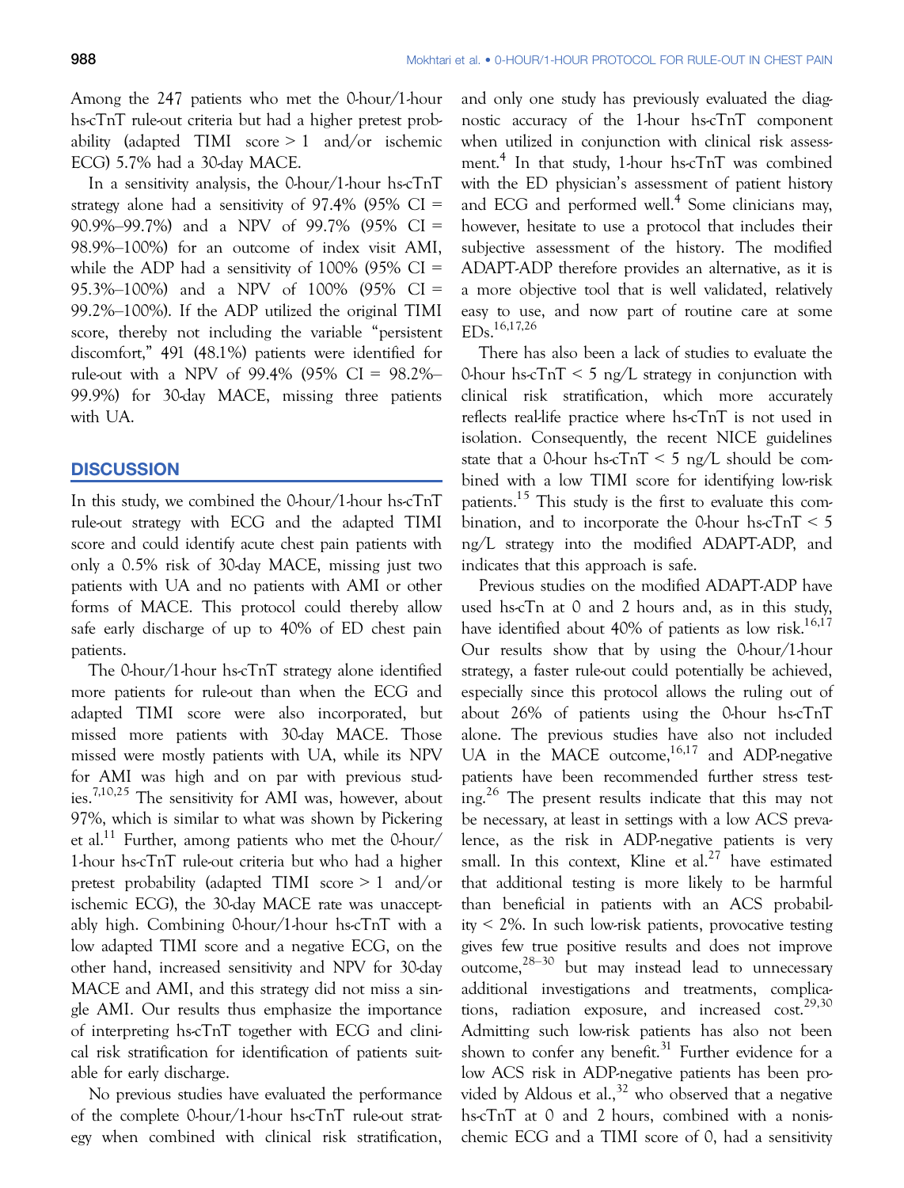Among the 247 patients who met the 0-hour/1-hour hs-cTnT rule-out criteria but had a higher pretest probability (adapted TIMI score > 1 and/or ischemic ECG) 5.7% had a 30-day MACE.

In a sensitivity analysis, the 0-hour/1-hour hs-cTnT strategy alone had a sensitivity of 97.4% (95% CI = 90.9%–99.7%) and a NPV of 99.7% (95% CI = 98.9%–100%) for an outcome of index visit AMI, while the ADP had a sensitivity of 100% (95% CI = 95.3%–100%) and a NPV of 100% (95% CI = 99.2%–100%). If the ADP utilized the original TIMI score, thereby not including the variable "persistent discomfort," 491 (48.1%) patients were identified for rule-out with a NPV of 99.4% (95% CI = 98.2%–99.9%) for 30-day MACE, missing three patients with UA.

## DISCUSSION

In this study, we combined the 0-hour/1-hour hs-cTnT rule-out strategy with ECG and the adapted TIMI score and could identify acute chest pain patients with only a 0.5% risk of 30-day MACE, missing just two patients with UA and no patients with AMI or other forms of MACE. This protocol could thereby allow safe early discharge of up to 40% of ED chest pain patients.

The 0-hour/1-hour hs-cTnT strategy alone identified more patients for rule-out than when the ECG and adapted TIMI score were also incorporated, but missed more patients with 30-day MACE. Those missed were mostly patients with UA, while its NPV for AMI was high and on par with previous studies.[7,10,25] The sensitivity for AMI was, however, about 97%, which is similar to what was shown by Pickering et al.[11] Further, among patients who met the 0-hour/1-hour hs-cTnT rule-out criteria but who had a higher pretest probability (adapted TIMI score > 1 and/or ischemic ECG), the 30-day MACE rate was unacceptably high. Combining 0-hour/1-hour hs-cTnT with a low adapted TIMI score and a negative ECG, on the other hand, increased sensitivity and NPV for 30-day MACE and AMI, and this strategy did not miss a single AMI. Our results thus emphasize the importance of interpreting hs-cTnT together with ECG and clinical risk stratification for identification of patients suitable for early discharge.

No previous studies have evaluated the performance of the complete 0-hour/1-hour hs-cTnT rule-out strategy when combined with clinical risk stratification, and only one study has previously evaluated the diagnostic accuracy of the 1-hour hs-cTnT component when utilized in conjunction with clinical risk assessment.[4] In that study, 1-hour hs-cTnT was combined with the ED physician's assessment of patient history and ECG and performed well.[4] Some clinicians may, however, hesitate to use a protocol that includes their subjective assessment of the history. The modified ADAPT-ADP therefore provides an alternative, as it is a more objective tool that is well validated, relatively easy to use, and now part of routine care at some EDs.[16,17,26]

There has also been a lack of studies to evaluate the 0-hour hs-cTnT < 5 ng/L strategy in conjunction with clinical risk stratification, which more accurately reflects real-life practice where hs-cTnT is not used in isolation. Consequently, the recent NICE guidelines state that a 0-hour hs-cTnT < 5 ng/L should be combined with a low TIMI score for identifying low-risk patients.[15] This study is the first to evaluate this combination, and to incorporate the 0-hour hs-cTnT < 5 ng/L strategy into the modified ADAPT-ADP, and indicates that this approach is safe.

Previous studies on the modified ADAPT-ADP have used hs-cTn at 0 and 2 hours and, as in this study, have identified about 40% of patients as low risk.[16,17] Our results show that by using the 0-hour/1-hour strategy, a faster rule-out could potentially be achieved, especially since this protocol allows the ruling out of about 26% of patients using the 0-hour hs-cTnT alone. The previous studies have also not included UA in the MACE outcome,[16,17] and ADP-negative patients have been recommended further stress testing.[26] The present results indicate that this may not be necessary, at least in settings with a low ACS prevalence, as the risk in ADP-negative patients is very small. In this context, Kline et al.[27] have estimated that additional testing is more likely to be harmful than beneficial in patients with an ACS probability < 2%. In such low-risk patients, provocative testing gives few true positive results and does not improve outcome,[28–30] but may instead lead to unnecessary additional investigations and treatments, complications, radiation exposure, and increased cost.[29,30] Admitting such low-risk patients has also not been shown to confer any benefit.[31] Further evidence for a low ACS risk in ADP-negative patients has been provided by Aldous et al.,[32] who observed that a negative hs-cTnT at 0 and 2 hours, combined with a nonischemic ECG and a TIMI score of 0, had a sensitivity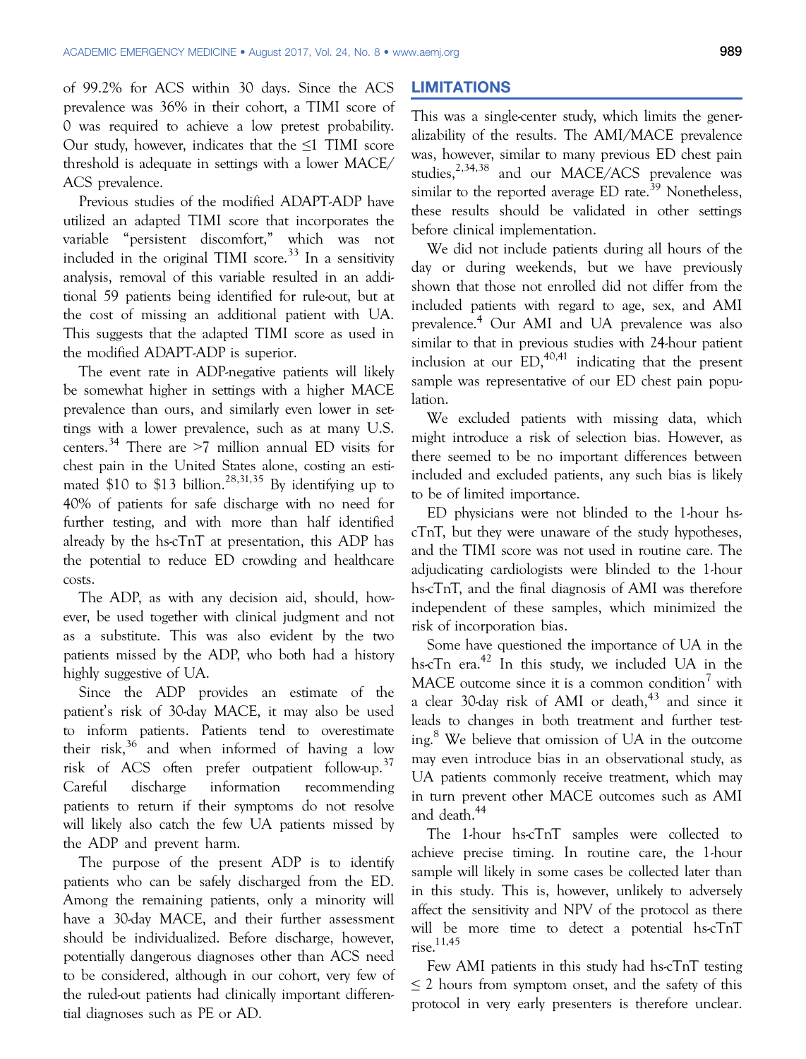of 99.2% for ACS within 30 days. Since the ACS prevalence was 36% in their cohort, a TIMI score of 0 was required to achieve a low pretest probability. Our study, however, indicates that the ≤1 TIMI score threshold is adequate in settings with a lower MACE/ACS prevalence.

Previous studies of the modified ADAPT-ADP have utilized an adapted TIMI score that incorporates the variable "persistent discomfort," which was not included in the original TIMI score.[33] In a sensitivity analysis, removal of this variable resulted in an additional 59 patients being identified for rule-out, but at the cost of missing an additional patient with UA. This suggests that the adapted TIMI score as used in the modified ADAPT-ADP is superior.

The event rate in ADP-negative patients will likely be somewhat higher in settings with a higher MACE prevalence than ours, and similarly even lower in settings with a lower prevalence, such as at many U.S. centers.[34] There are >7 million annual ED visits for chest pain in the United States alone, costing an estimated \$10 to \$13 billion.[28,31,35] By identifying up to 40% of patients for safe discharge with no need for further testing, and with more than half identified already by the hs-cTnT at presentation, this ADP has the potential to reduce ED crowding and healthcare costs.

The ADP, as with any decision aid, should, however, be used together with clinical judgment and not as a substitute. This was also evident by the two patients missed by the ADP, who both had a history highly suggestive of UA.

Since the ADP provides an estimate of the patient's risk of 30-day MACE, it may also be used to inform patients. Patients tend to overestimate their risk,[36] and when informed of having a low risk of ACS often prefer outpatient follow-up.[37] Careful discharge information recommending patients to return if their symptoms do not resolve will likely also catch the few UA patients missed by the ADP and prevent harm.

The purpose of the present ADP is to identify patients who can be safely discharged from the ED. Among the remaining patients, only a minority will have a 30-day MACE, and their further assessment should be individualized. Before discharge, however, potentially dangerous diagnoses other than ACS need to be considered, although in our cohort, very few of the ruled-out patients had clinically important differential diagnoses such as PE or AD.

## LIMITATIONS

This was a single-center study, which limits the generalizability of the results. The AMI/MACE prevalence was, however, similar to many previous ED chest pain studies,[2,34,38] and our MACE/ACS prevalence was similar to the reported average ED rate.[39] Nonetheless, these results should be validated in other settings before clinical implementation.

We did not include patients during all hours of the day or during weekends, but we have previously shown that those not enrolled did not differ from the included patients with regard to age, sex, and AMI prevalence.[4] Our AMI and UA prevalence was also similar to that in previous studies with 24-hour patient inclusion at our ED,[40,41] indicating that the present sample was representative of our ED chest pain population.

We excluded patients with missing data, which might introduce a risk of selection bias. However, as there seemed to be no important differences between included and excluded patients, any such bias is likely to be of limited importance.

ED physicians were not blinded to the 1-hour hs-cTnT, but they were unaware of the study hypotheses, and the TIMI score was not used in routine care. The adjudicating cardiologists were blinded to the 1-hour hs-cTnT, and the final diagnosis of AMI was therefore independent of these samples, which minimized the risk of incorporation bias.

Some have questioned the importance of UA in the hs-cTn era.[42] In this study, we included UA in the MACE outcome since it is a common condition[7] with a clear 30-day risk of AMI or death,[43] and since it leads to changes in both treatment and further testing.[8] We believe that omission of UA in the outcome may even introduce bias in an observational study, as UA patients commonly receive treatment, which may in turn prevent other MACE outcomes such as AMI and death.[44]

The 1-hour hs-cTnT samples were collected to achieve precise timing. In routine care, the 1-hour sample will likely in some cases be collected later than in this study. This is, however, unlikely to adversely affect the sensitivity and NPV of the protocol as there will be more time to detect a potential hs-cTnT rise.[11,45]

Few AMI patients in this study had hs-cTnT testing ≤ 2 hours from symptom onset, and the safety of this protocol in very early presenters is therefore unclear.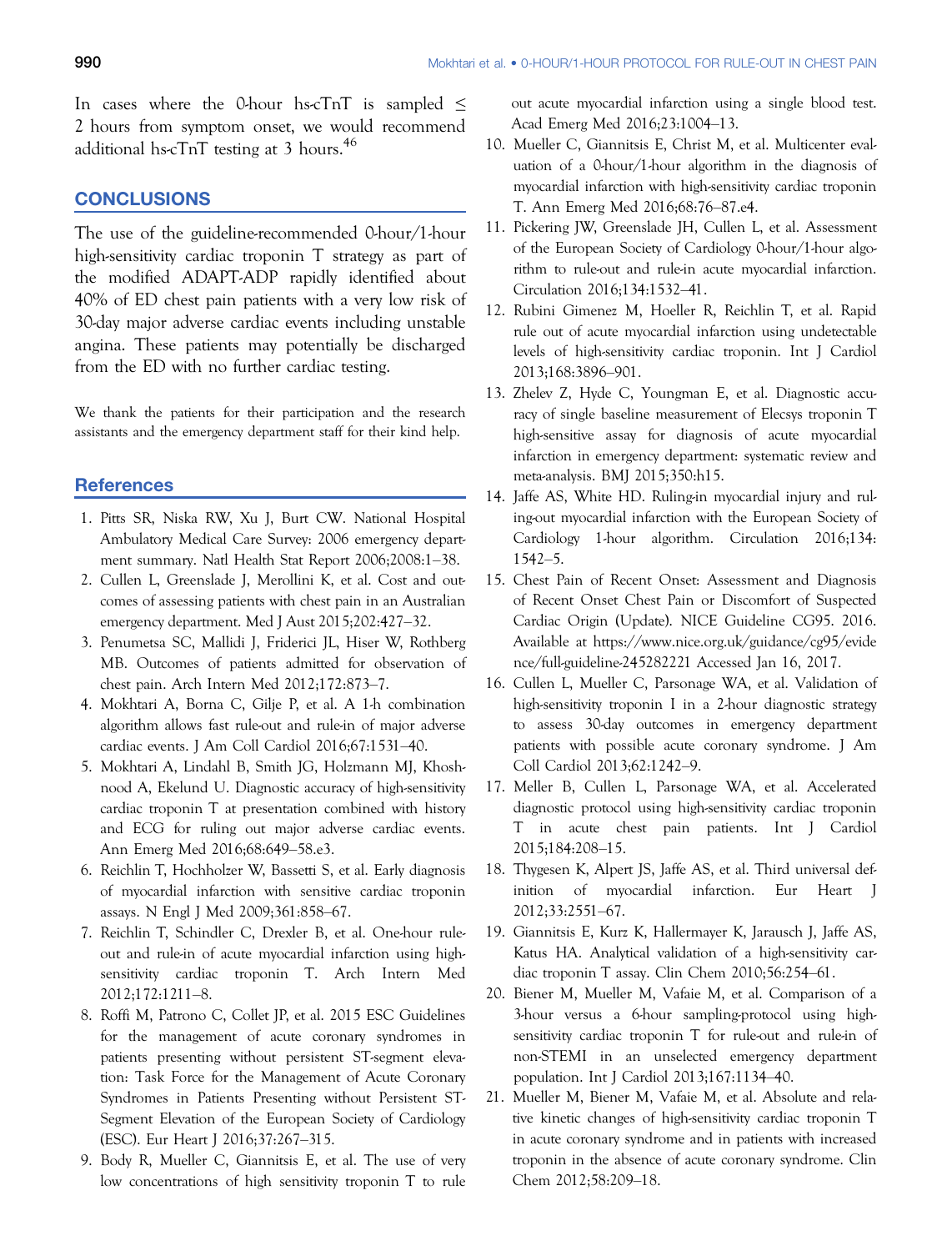In cases where the 0-hour hs-cTnT is sampled ≤ 2 hours from symptom onset, we would recommend additional hs-cTnT testing at 3 hours.[46]

## CONCLUSIONS

The use of the guideline-recommended 0-hour/1-hour high-sensitivity cardiac troponin T strategy as part of the modified ADAPT-ADP rapidly identified about 40% of ED chest pain patients with a very low risk of 30-day major adverse cardiac events including unstable angina. These patients may potentially be discharged from the ED with no further cardiac testing.

We thank the patients for their participation and the research assistants and the emergency department staff for their kind help.

## References

1. Pitts SR, Niska RW, Xu J, Burt CW. National Hospital Ambulatory Medical Care Survey: 2006 emergency department summary. Natl Health Stat Report 2006;2008:1–38.
2. Cullen L, Greenslade J, Merollini K, et al. Cost and outcomes of assessing patients with chest pain in an Australian emergency department. Med J Aust 2015;202:427–32.
3. Penumetsa SC, Mallidi J, Friderici JL, Hiser W, Rothberg MB. Outcomes of patients admitted for observation of chest pain. Arch Intern Med 2012;172:873–7.
4. Mokhtari A, Borna C, Gilje P, et al. A 1-h combination algorithm allows fast rule-out and rule-in of major adverse cardiac events. J Am Coll Cardiol 2016;67:1531–40.
5. Mokhtari A, Lindahl B, Smith JG, Holzmann MJ, Khoshnood A, Ekelund U. Diagnostic accuracy of high-sensitivity cardiac troponin T at presentation combined with history and ECG for ruling out major adverse cardiac events. Ann Emerg Med 2016;68:649–58.e3.
6. Reichlin T, Hochholzer W, Bassetti S, et al. Early diagnosis of myocardial infarction with sensitive cardiac troponin assays. N Engl J Med 2009;361:858–67.
7. Reichlin T, Schindler C, Drexler B, et al. One-hour rule-out and rule-in of acute myocardial infarction using high-sensitivity cardiac troponin T. Arch Intern Med 2012;172:1211–8.
8. Roffi M, Patrono C, Collet JP, et al. 2015 ESC Guidelines for the management of acute coronary syndromes in patients presenting without persistent ST-segment elevation: Task Force for the Management of Acute Coronary Syndromes in Patients Presenting without Persistent ST-Segment Elevation of the European Society of Cardiology (ESC). Eur Heart J 2016;37:267–315.
9. Body R, Mueller C, Giannitsis E, et al. The use of very low concentrations of high sensitivity troponin T to rule out acute myocardial infarction using a single blood test. Acad Emerg Med 2016;23:1004–13.
10. Mueller C, Giannitsis E, Christ M, et al. Multicenter evaluation of a 0-hour/1-hour algorithm in the diagnosis of myocardial infarction with high-sensitivity cardiac troponin T. Ann Emerg Med 2016;68:76–87.e4.
11. Pickering JW, Greenslade JH, Cullen L, et al. Assessment of the European Society of Cardiology 0-hour/1-hour algorithm to rule-out and rule-in acute myocardial infarction. Circulation 2016;134:1532–41.
12. Rubini Gimenez M, Hoeller R, Reichlin T, et al. Rapid rule out of acute myocardial infarction using undetectable levels of high-sensitivity cardiac troponin. Int J Cardiol 2013;168:3896–901.
13. Zhelev Z, Hyde C, Youngman E, et al. Diagnostic accuracy of single baseline measurement of Elecsys troponin T high-sensitive assay for diagnosis of acute myocardial infarction in emergency department: systematic review and meta-analysis. BMJ 2015;350:h15.
14. Jaffe AS, White HD. Ruling-in myocardial injury and ruling-out myocardial infarction with the European Society of Cardiology 1-hour algorithm. Circulation 2016;134:1542–5.
15. Chest Pain of Recent Onset: Assessment and Diagnosis of Recent Onset Chest Pain or Discomfort of Suspected Cardiac Origin (Update). NICE Guideline CG95. 2016. Available at https://www.nice.org.uk/guidance/cg95/evidence/full-guideline-245282221 Accessed Jan 16, 2017.
16. Cullen L, Mueller C, Parsonage WA, et al. Validation of high-sensitivity troponin I in a 2-hour diagnostic strategy to assess 30-day outcomes in emergency department patients with possible acute coronary syndrome. J Am Coll Cardiol 2013;62:1242–9.
17. Meller B, Cullen L, Parsonage WA, et al. Accelerated diagnostic protocol using high-sensitivity cardiac troponin T in acute chest pain patients. Int J Cardiol 2015;184:208–15.
18. Thygesen K, Alpert JS, Jaffe AS, et al. Third universal definition of myocardial infarction. Eur Heart J 2012;33:2551–67.
19. Giannitsis E, Kurz K, Hallermayer K, Jarausch J, Jaffe AS, Katus HA. Analytical validation of a high-sensitivity cardiac troponin T assay. Clin Chem 2010;56:254–61.
20. Biener M, Mueller M, Vafaie M, et al. Comparison of a 3-hour versus a 6-hour sampling-protocol using high-sensitivity cardiac troponin T for rule-out and rule-in of non-STEMI in an unselected emergency department population. Int J Cardiol 2013;167:1134–40.
21. Mueller M, Biener M, Vafaie M, et al. Absolute and relative kinetic changes of high-sensitivity cardiac troponin T in acute coronary syndrome and in patients with increased troponin in the absence of acute coronary syndrome. Clin Chem 2012;58:209–18.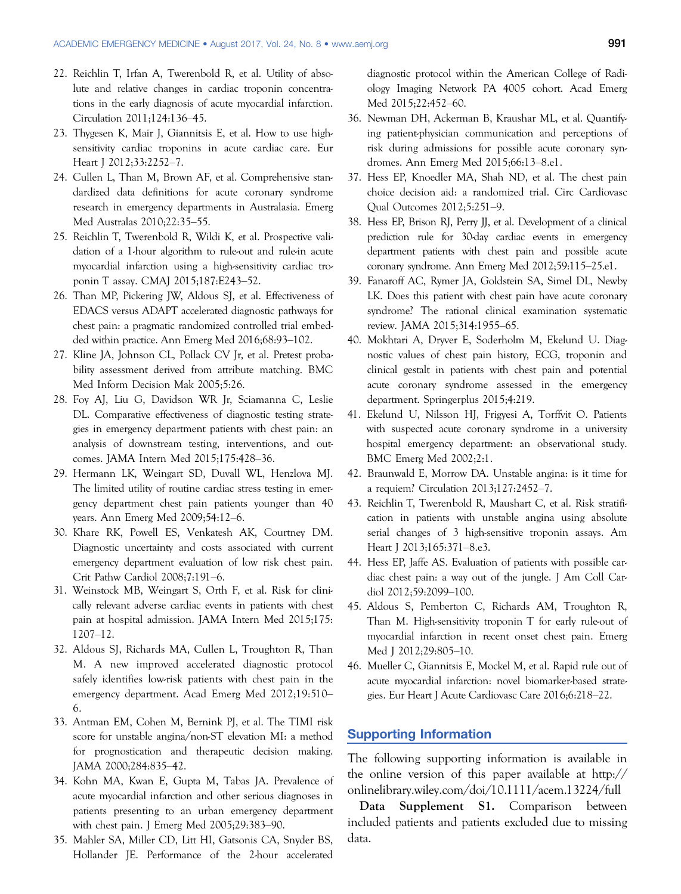22. Reichlin T, Irfan A, Twerenbold R, et al. Utility of absolute and relative changes in cardiac troponin concentrations in the early diagnosis of acute myocardial infarction. Circulation 2011;124:136–45.
23. Thygesen K, Mair J, Giannitsis E, et al. How to use high-sensitivity cardiac troponins in acute cardiac care. Eur Heart J 2012;33:2252–7.
24. Cullen L, Than M, Brown AF, et al. Comprehensive standardized data definitions for acute coronary syndrome research in emergency departments in Australasia. Emerg Med Australas 2010;22:35–55.
25. Reichlin T, Twerenbold R, Wildi K, et al. Prospective validation of a 1-hour algorithm to rule-out and rule-in acute myocardial infarction using a high-sensitivity cardiac troponin T assay. CMAJ 2015;187:E243–52.
26. Than MP, Pickering JW, Aldous SJ, et al. Effectiveness of EDACS versus ADAPT accelerated diagnostic pathways for chest pain: a pragmatic randomized controlled trial embedded within practice. Ann Emerg Med 2016;68:93–102.
27. Kline JA, Johnson CL, Pollack CV Jr, et al. Pretest probability assessment derived from attribute matching. BMC Med Inform Decision Mak 2005;5:26.
28. Foy AJ, Liu G, Davidson WR Jr, Sciamanna C, Leslie DL. Comparative effectiveness of diagnostic testing strategies in emergency department patients with chest pain: an analysis of downstream testing, interventions, and outcomes. JAMA Intern Med 2015;175:428–36.
29. Hermann LK, Weingart SD, Duvall WL, Henzlova MJ. The limited utility of routine cardiac stress testing in emergency department chest pain patients younger than 40 years. Ann Emerg Med 2009;54:12–6.
30. Khare RK, Powell ES, Venkatesh AK, Courtney DM. Diagnostic uncertainty and costs associated with current emergency department evaluation of low risk chest pain. Crit Pathw Cardiol 2008;7:191–6.
31. Weinstock MB, Weingart S, Orth F, et al. Risk for clinically relevant adverse cardiac events in patients with chest pain at hospital admission. JAMA Intern Med 2015;175:1207–12.
32. Aldous SJ, Richards MA, Cullen L, Troughton R, Than M. A new improved accelerated diagnostic protocol safely identifies low-risk patients with chest pain in the emergency department. Acad Emerg Med 2012;19:510–6.
33. Antman EM, Cohen M, Bernink PJ, et al. The TIMI risk score for unstable angina/non-ST elevation MI: a method for prognostication and therapeutic decision making. JAMA 2000;284:835–42.
34. Kohn MA, Kwan E, Gupta M, Tabas JA. Prevalence of acute myocardial infarction and other serious diagnoses in patients presenting to an urban emergency department with chest pain. J Emerg Med 2005;29:383–90.
35. Mahler SA, Miller CD, Litt HI, Gatsonis CA, Snyder BS, Hollander JE. Performance of the 2-hour accelerated diagnostic protocol within the American College of Radiology Imaging Network PA 4005 cohort. Acad Emerg Med 2015;22:452–60.
36. Newman DH, Ackerman B, Kraushar ML, et al. Quantifying patient-physician communication and perceptions of risk during admissions for possible acute coronary syndromes. Ann Emerg Med 2015;66:13–8.e1.
37. Hess EP, Knoedler MA, Shah ND, et al. The chest pain choice decision aid: a randomized trial. Circ Cardiovasc Qual Outcomes 2012;5:251–9.
38. Hess EP, Brison RJ, Perry JJ, et al. Development of a clinical prediction rule for 30-day cardiac events in emergency department patients with chest pain and possible acute coronary syndrome. Ann Emerg Med 2012;59:115–25.e1.
39. Fanaroff AC, Rymer JA, Goldstein SA, Simel DL, Newby LK. Does this patient with chest pain have acute coronary syndrome? The rational clinical examination systematic review. JAMA 2015;314:1955–65.
40. Mokhtari A, Dryver E, Soderholm M, Ekelund U. Diagnostic values of chest pain history, ECG, troponin and clinical gestalt in patients with chest pain and potential acute coronary syndrome assessed in the emergency department. Springerplus 2015;4:219.
41. Ekelund U, Nilsson HJ, Frigyesi A, Torffvit O. Patients with suspected acute coronary syndrome in a university hospital emergency department: an observational study. BMC Emerg Med 2002;2:1.
42. Braunwald E, Morrow DA. Unstable angina: is it time for a requiem? Circulation 2013;127:2452–7.
43. Reichlin T, Twerenbold R, Maushart C, et al. Risk stratification in patients with unstable angina using absolute serial changes of 3 high-sensitive troponin assays. Am Heart J 2013;165:371–8.e3.
44. Hess EP, Jaffe AS. Evaluation of patients with possible cardiac chest pain: a way out of the jungle. J Am Coll Cardiol 2012;59:2099–100.
45. Aldous S, Pemberton C, Richards AM, Troughton R, Than M. High-sensitivity troponin T for early rule-out of myocardial infarction in recent onset chest pain. Emerg Med J 2012;29:805–10.
46. Mueller C, Giannitsis E, Mockel M, et al. Rapid rule out of acute myocardial infarction: novel biomarker-based strategies. Eur Heart J Acute Cardiovasc Care 2016;6:218–22.

## Supporting Information

The following supporting information is available in the online version of this paper available at http://onlinelibrary.wiley.com/doi/10.1111/acem.13224/full

**Data Supplement S1.** Comparison between included patients and patients excluded due to missing data.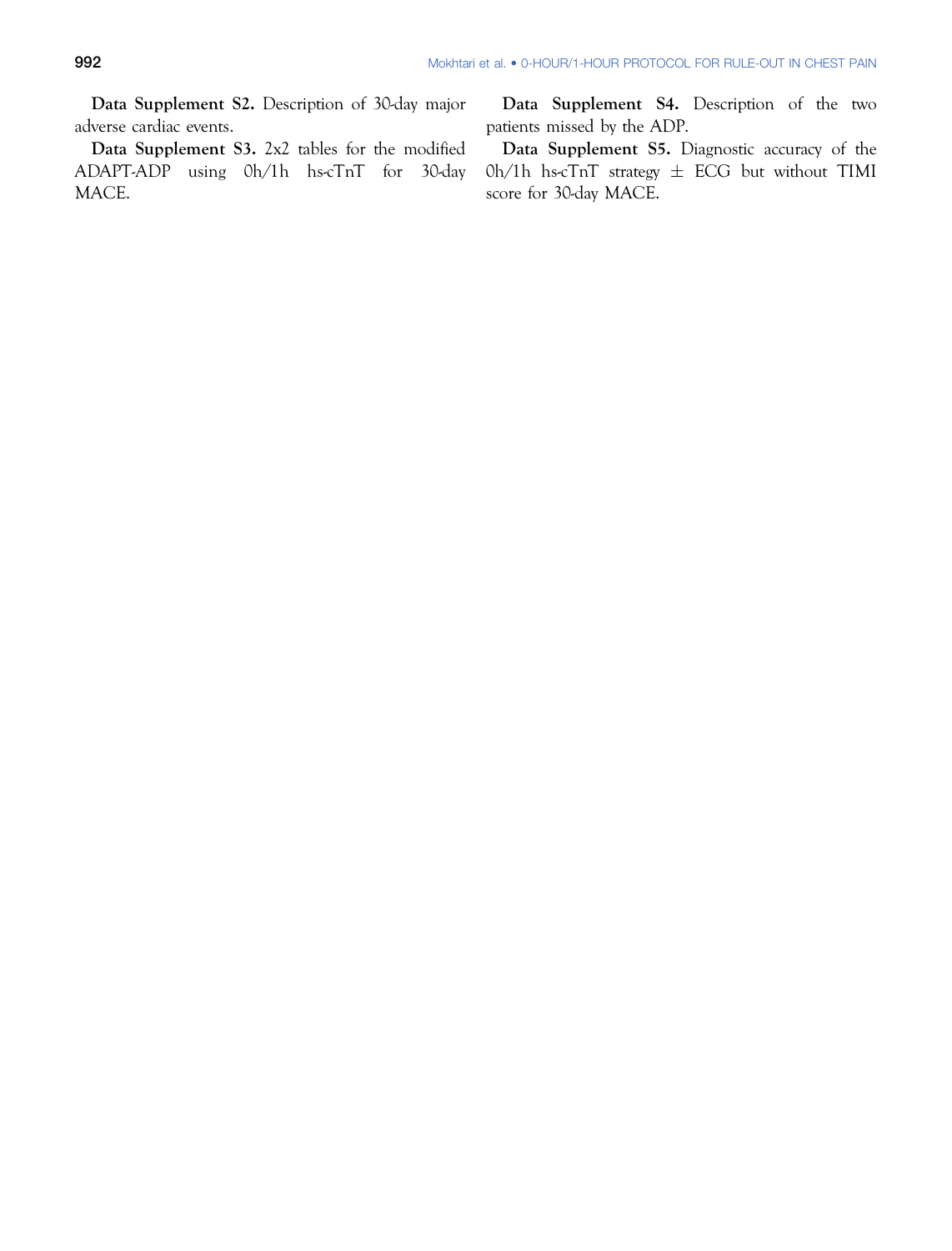**Data Supplement S2.** Description of 30-day major adverse cardiac events.

**Data Supplement S3.** 2x2 tables for the modified ADAPT-ADP using 0h/1h hs-cTnT for 30-day MACE.

**Data Supplement S4.** Description of the two patients missed by the ADP.

**Data Supplement S5.** Diagnostic accuracy of the 0h/1h hs-cTnT strategy ± ECG but without TIMI score for 30-day MACE.